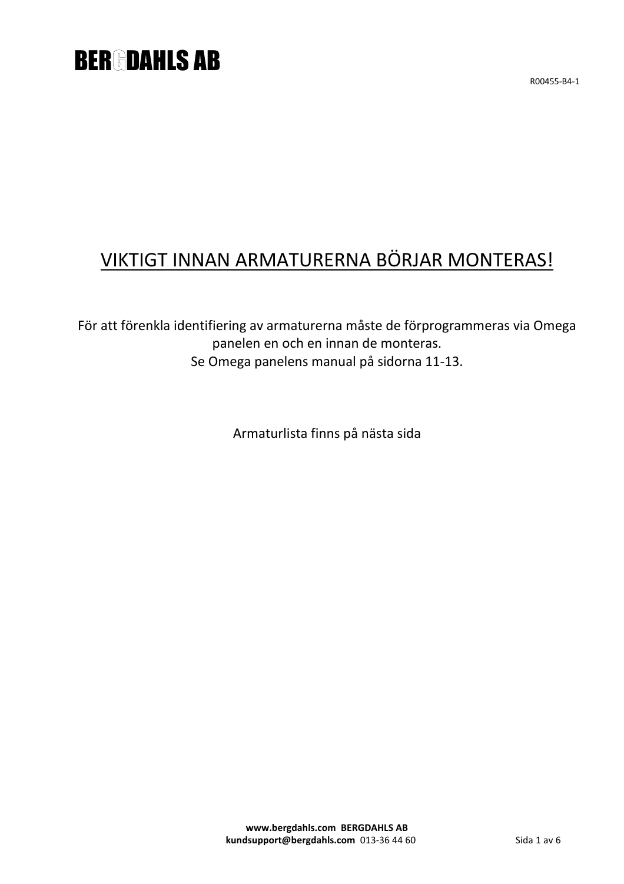# BERGDAHLS AB

R00455-B4-1

## VIKTIGT INNAN ARMATURERNA BÖRJAR MONTERAS!

För att förenkla identifiering av armaturerna måste de förprogrammeras via Omega panelen en och en innan de monteras.
Se Omega panelens manual på sidorna 11-13.

Armaturlista finns på nästa sida

**www.bergdahls.com BERGDAHLS AB**
**kundsupport@bergdahls.com** 013-36 44 60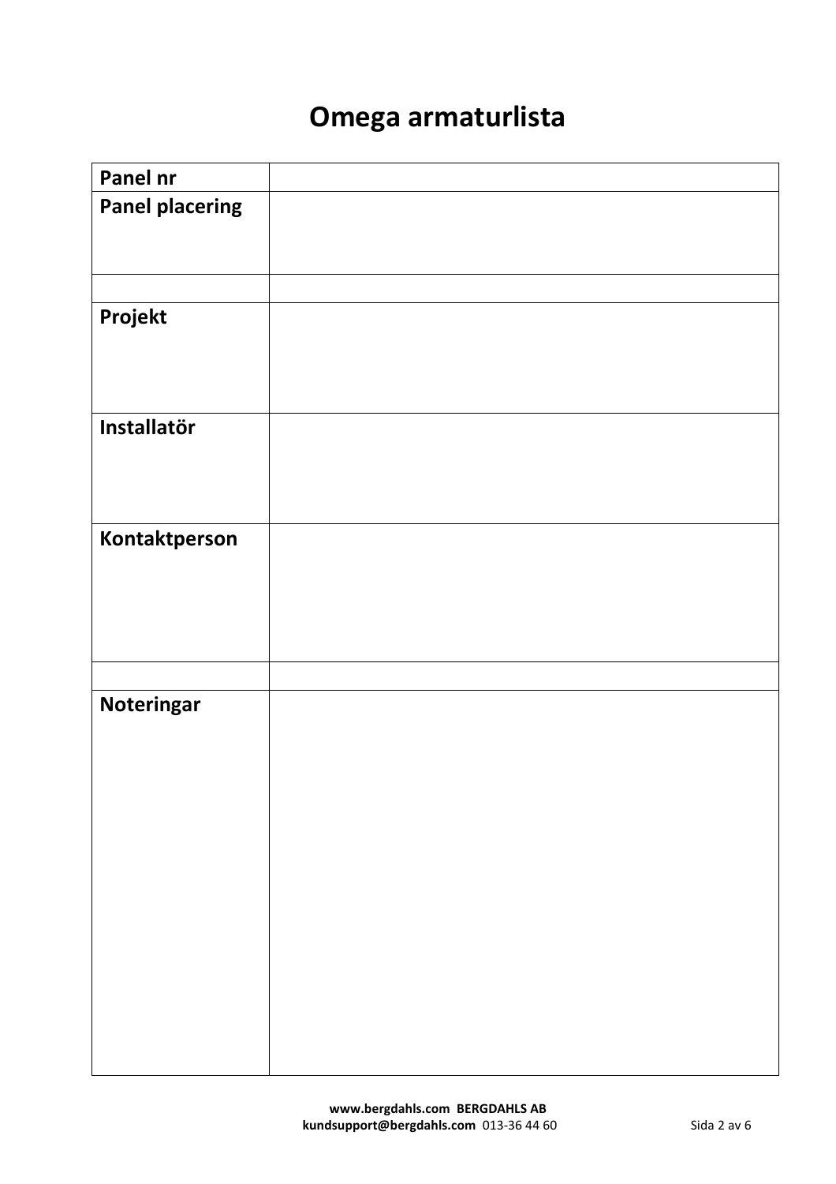# Omega armaturlista

| Panel nr | |
|---|---|
| **Panel placering** | |
| | |
| **Projekt** | |
| **Installatör** | |
| **Kontaktperson** | |
| | |
| **Noteringar** | |

**www.bergdahls.com BERGDAHLS AB**
**kundsupport@bergdahls.com** 013-36 44 60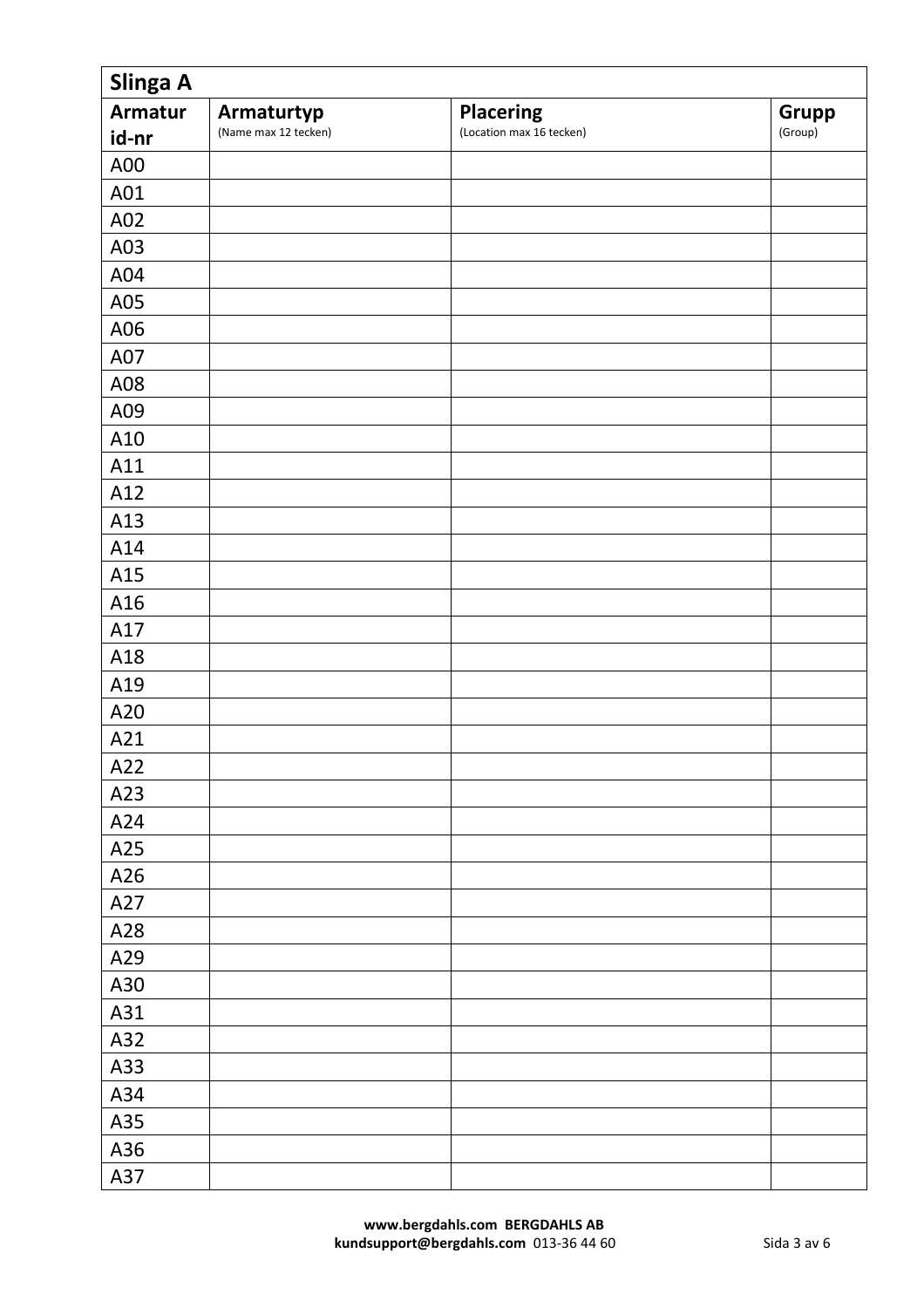| Slinga A | | | |
|---|---|---|---|
| **Armatur id-nr** | **Armaturtyp** (Name max 12 tecken) | **Placering** (Location max 16 tecken) | **Grupp** (Group) |
| A00 | | | |
| A01 | | | |
| A02 | | | |
| A03 | | | |
| A04 | | | |
| A05 | | | |
| A06 | | | |
| A07 | | | |
| A08 | | | |
| A09 | | | |
| A10 | | | |
| A11 | | | |
| A12 | | | |
| A13 | | | |
| A14 | | | |
| A15 | | | |
| A16 | | | |
| A17 | | | |
| A18 | | | |
| A19 | | | |
| A20 | | | |
| A21 | | | |
| A22 | | | |
| A23 | | | |
| A24 | | | |
| A25 | | | |
| A26 | | | |
| A27 | | | |
| A28 | | | |
| A29 | | | |
| A30 | | | |
| A31 | | | |
| A32 | | | |
| A33 | | | |
| A34 | | | |
| A35 | | | |
| A36 | | | |
| A37 | | | |

**www.bergdahls.com BERGDAHLS AB**
**kundsupport@bergdahls.com** 013-36 44 60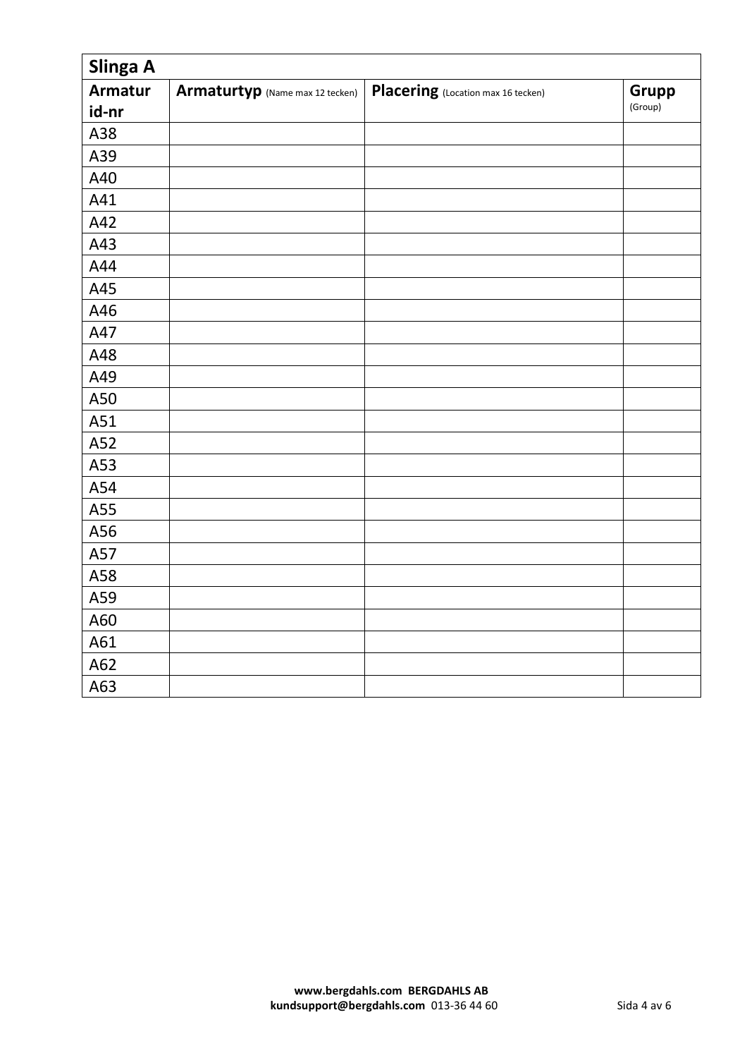| Slinga A | | | |
|---|---|---|---|
| **Armatur id-nr** | **Armaturtyp** (Name max 12 tecken) | **Placering** (Location max 16 tecken) | **Grupp** (Group) |
| A38 | | | |
| A39 | | | |
| A40 | | | |
| A41 | | | |
| A42 | | | |
| A43 | | | |
| A44 | | | |
| A45 | | | |
| A46 | | | |
| A47 | | | |
| A48 | | | |
| A49 | | | |
| A50 | | | |
| A51 | | | |
| A52 | | | |
| A53 | | | |
| A54 | | | |
| A55 | | | |
| A56 | | | |
| A57 | | | |
| A58 | | | |
| A59 | | | |
| A60 | | | |
| A61 | | | |
| A62 | | | |
| A63 | | | |

**www.bergdahls.com BERGDAHLS AB**
**kundsupport@bergdahls.com** 013-36 44 60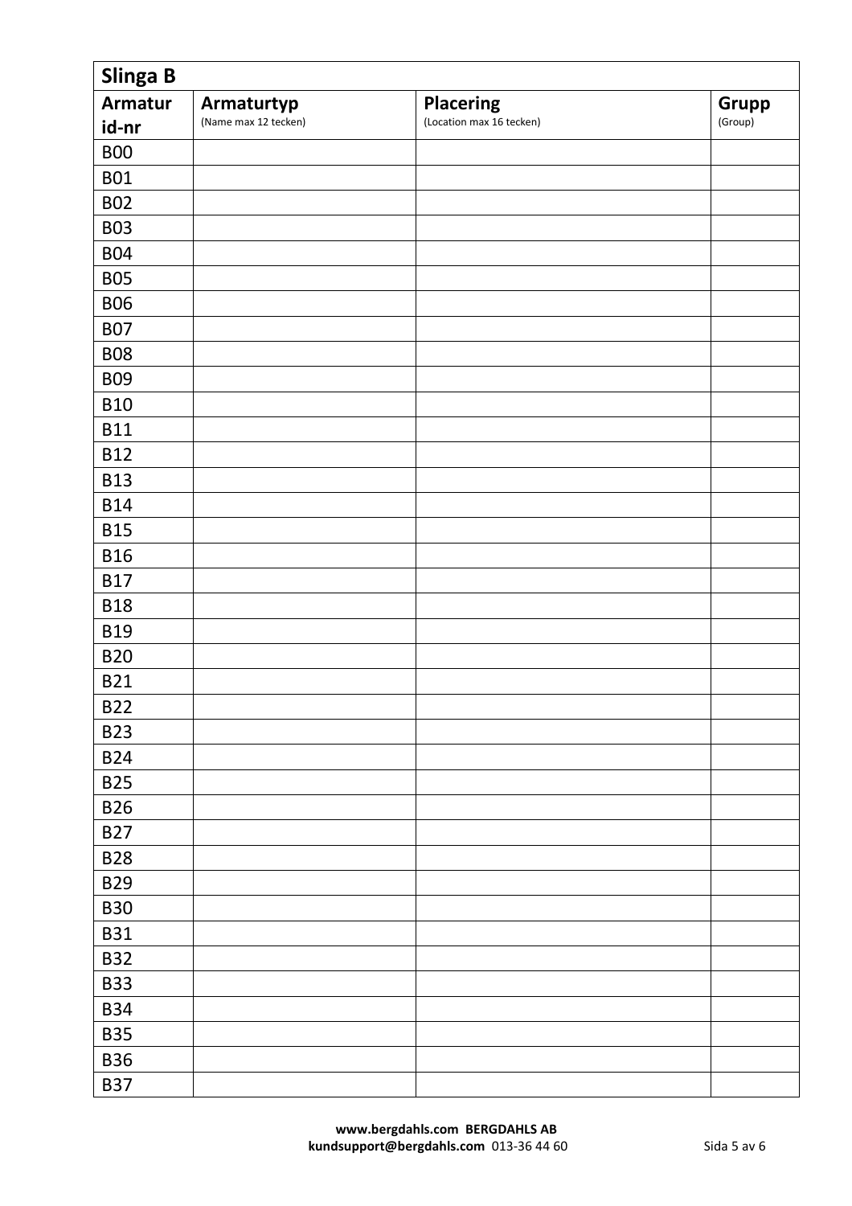| Slinga B | | | |
|---|---|---|---|
| **Armatur id-nr** | **Armaturtyp** (Name max 12 tecken) | **Placering** (Location max 16 tecken) | **Grupp** (Group) |
| B00 | | | |
| B01 | | | |
| B02 | | | |
| B03 | | | |
| B04 | | | |
| B05 | | | |
| B06 | | | |
| B07 | | | |
| B08 | | | |
| B09 | | | |
| B10 | | | |
| B11 | | | |
| B12 | | | |
| B13 | | | |
| B14 | | | |
| B15 | | | |
| B16 | | | |
| B17 | | | |
| B18 | | | |
| B19 | | | |
| B20 | | | |
| B21 | | | |
| B22 | | | |
| B23 | | | |
| B24 | | | |
| B25 | | | |
| B26 | | | |
| B27 | | | |
| B28 | | | |
| B29 | | | |
| B30 | | | |
| B31 | | | |
| B32 | | | |
| B33 | | | |
| B34 | | | |
| B35 | | | |
| B36 | | | |
| B37 | | | |

**www.bergdahls.com BERGDAHLS AB**
**kundsupport@bergdahls.com** 013-36 44 60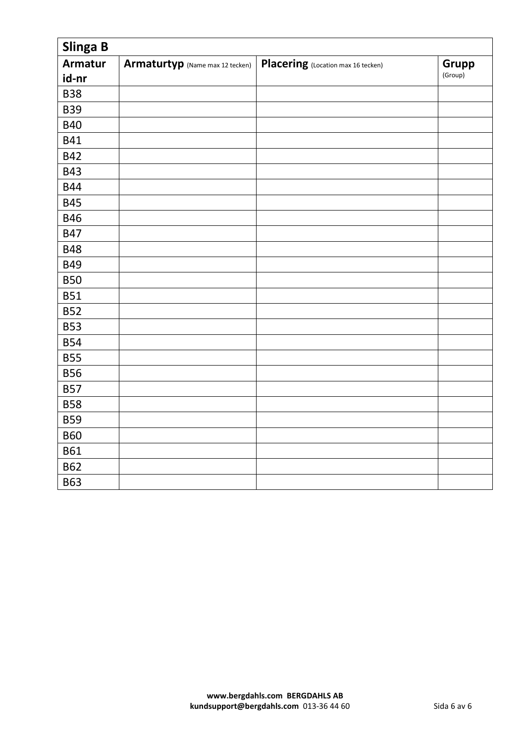| Slinga B | | | |
|---|---|---|---|
| **Armatur id-nr** | **Armaturtyp** (Name max 12 tecken) | **Placering** (Location max 16 tecken) | **Grupp** (Group) |
| B38 | | | |
| B39 | | | |
| B40 | | | |
| B41 | | | |
| B42 | | | |
| B43 | | | |
| B44 | | | |
| B45 | | | |
| B46 | | | |
| B47 | | | |
| B48 | | | |
| B49 | | | |
| B50 | | | |
| B51 | | | |
| B52 | | | |
| B53 | | | |
| B54 | | | |
| B55 | | | |
| B56 | | | |
| B57 | | | |
| B58 | | | |
| B59 | | | |
| B60 | | | |
| B61 | | | |
| B62 | | | |
| B63 | | | |

**www.bergdahls.com BERGDAHLS AB**
**kundsupport@bergdahls.com** 013-36 44 60